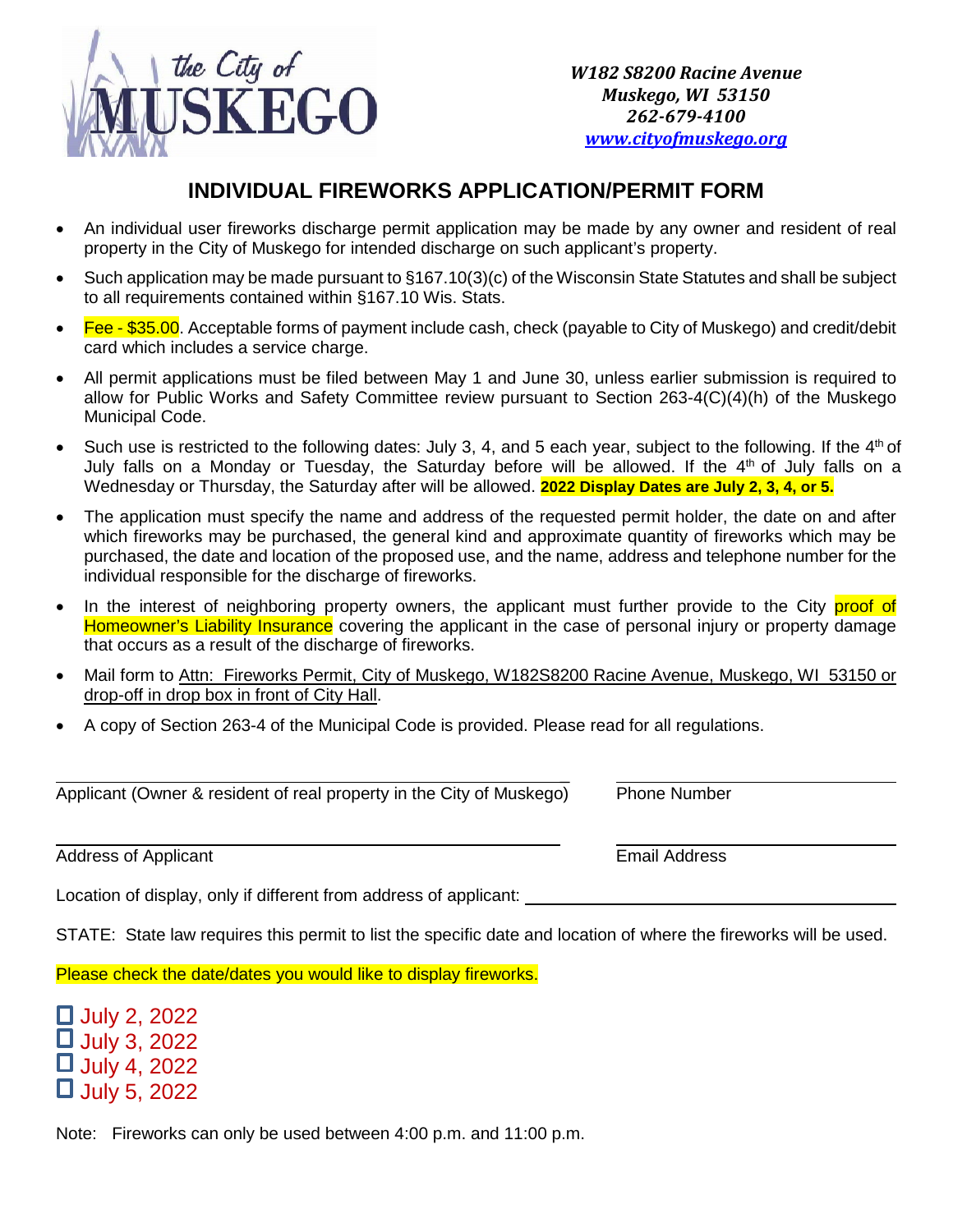the City of MUSKEGO

*W182 S8200 Racine Avenue*
*Muskego, WI 53150*
*262-679-4100*
*www.cityofmuskego.org*

# INDIVIDUAL FIREWORKS APPLICATION/PERMIT FORM

- An individual user fireworks discharge permit application may be made by any owner and resident of real property in the City of Muskego for intended discharge on such applicant's property.
- Such application may be made pursuant to §167.10(3)(c) of the Wisconsin State Statutes and shall be subject to all requirements contained within §167.10 Wis. Stats.
- Fee - $35.00. Acceptable forms of payment include cash, check (payable to City of Muskego) and credit/debit card which includes a service charge.
- All permit applications must be filed between May 1 and June 30, unless earlier submission is required to allow for Public Works and Safety Committee review pursuant to Section 263-4(C)(4)(h) of the Muskego Municipal Code.
- Such use is restricted to the following dates: July 3, 4, and 5 each year, subject to the following. If the 4th of July falls on a Monday or Tuesday, the Saturday before will be allowed. If the 4th of July falls on a Wednesday or Thursday, the Saturday after will be allowed. **2022 Display Dates are July 2, 3, 4, or 5.**
- The application must specify the name and address of the requested permit holder, the date on and after which fireworks may be purchased, the general kind and approximate quantity of fireworks which may be purchased, the date and location of the proposed use, and the name, address and telephone number for the individual responsible for the discharge of fireworks.
- In the interest of neighboring property owners, the applicant must further provide to the City proof of Homeowner's Liability Insurance covering the applicant in the case of personal injury or property damage that occurs as a result of the discharge of fireworks.
- Mail form to Attn: Fireworks Permit, City of Muskego, W182S8200 Racine Avenue, Muskego, WI 53150 or drop-off in drop box in front of City Hall.
- A copy of Section 263-4 of the Municipal Code is provided. Please read for all regulations.

| | |
|---|---|
| Applicant (Owner & resident of real property in the City of Muskego) ______________________ | Phone Number ______________ |
| Address of Applicant ______________________ | Email Address ______________ |

Location of display, only if different from address of applicant: ______________________

STATE: State law requires this permit to list the specific date and location of where the fireworks will be used.

Please check the date/dates you would like to display fireworks.

- ☐ July 2, 2022
- ☐ July 3, 2022
- ☐ July 4, 2022
- ☐ July 5, 2022

Note: Fireworks can only be used between 4:00 p.m. and 11:00 p.m.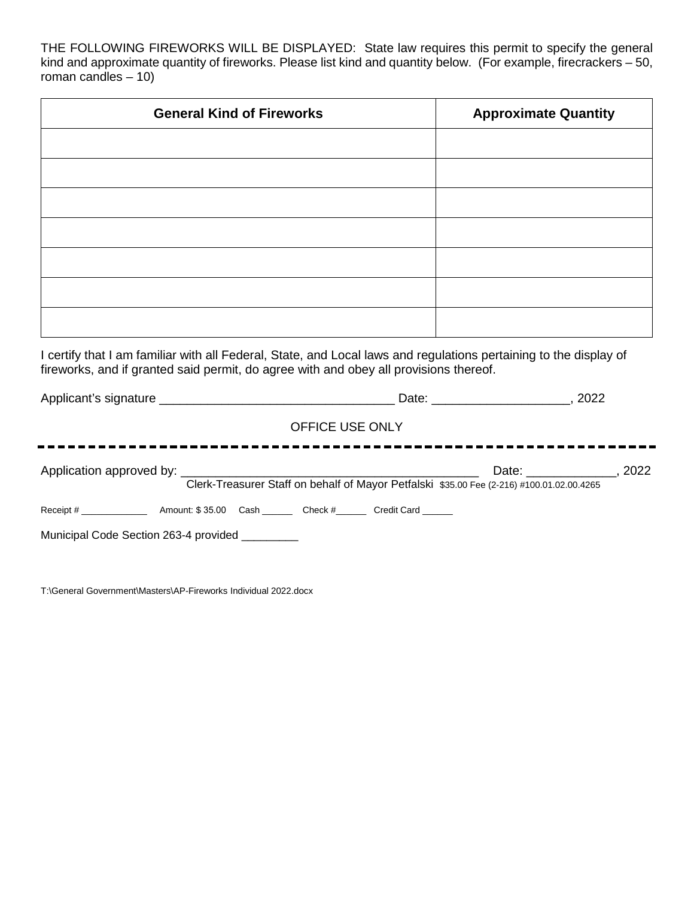THE FOLLOWING FIREWORKS WILL BE DISPLAYED: State law requires this permit to specify the general kind and approximate quantity of fireworks. Please list kind and quantity below. (For example, firecrackers – 50, roman candles – 10)

| General Kind of Fireworks | Approximate Quantity |
|---|---|
| | |
| | |
| | |
| | |
| | |
| | |
| | |

I certify that I am familiar with all Federal, State, and Local laws and regulations pertaining to the display of fireworks, and if granted said permit, do agree with and obey all provisions thereof.

Applicant's signature ___________________________________ Date: ____________________, 2022

OFFICE USE ONLY

---

Application approved by: ____________________________________________ Date: _____________, 2022
Clerk-Treasurer Staff on behalf of Mayor Petfalski $35.00 Fee (2-216) #100.01.02.00.4265

Receipt # _____________ Amount: $ 35.00 Cash ______ Check #______ Credit Card ______

Municipal Code Section 263-4 provided _________

T:\General Government\Masters\AP-Fireworks Individual 2022.docx